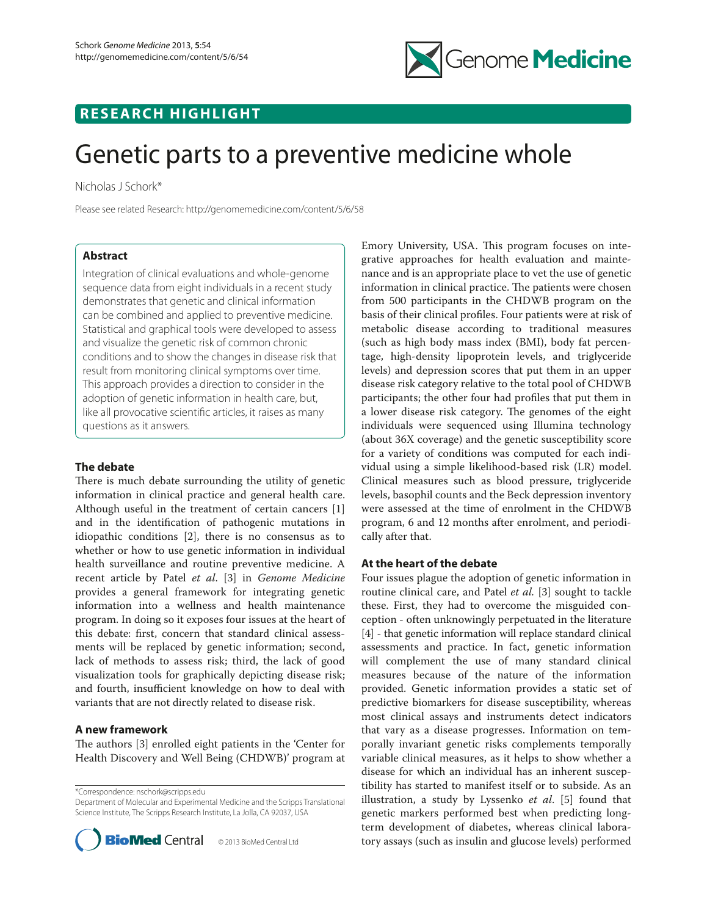RESEARCH HIGHLIGHT

# Genetic parts to a preventive medicine whole

Nicholas J Schork*

Please see related Research: http://genomemedicine.com/content/5/6/58

## Abstract

Integration of clinical evaluations and whole-genome sequence data from eight individuals in a recent study demonstrates that genetic and clinical information can be combined and applied to preventive medicine. Statistical and graphical tools were developed to assess and visualize the genetic risk of common chronic conditions and to show the changes in disease risk that result from monitoring clinical symptoms over time. This approach provides a direction to consider in the adoption of genetic information in health care, but, like all provocative scientific articles, it raises as many questions as it answers.

## The debate

There is much debate surrounding the utility of genetic information in clinical practice and general health care. Although useful in the treatment of certain cancers [1] and in the identification of pathogenic mutations in idiopathic conditions [2], there is no consensus as to whether or how to use genetic information in individual health surveillance and routine preventive medicine. A recent article by Patel *et al*. [3] in *Genome Medicine* provides a general framework for integrating genetic information into a wellness and health maintenance program. In doing so it exposes four issues at the heart of this debate: first, concern that standard clinical assessments will be replaced by genetic information; second, lack of methods to assess risk; third, the lack of good visualization tools for graphically depicting disease risk; and fourth, insufficient knowledge on how to deal with variants that are not directly related to disease risk.

## A new framework

The authors [3] enrolled eight patients in the 'Center for Health Discovery and Well Being (CHDWB)' program at Emory University, USA. This program focuses on integrative approaches for health evaluation and maintenance and is an appropriate place to vet the use of genetic information in clinical practice. The patients were chosen from 500 participants in the CHDWB program on the basis of their clinical profiles. Four patients were at risk of metabolic disease according to traditional measures (such as high body mass index (BMI), body fat percentage, high-density lipoprotein levels, and triglyceride levels) and depression scores that put them in an upper disease risk category relative to the total pool of CHDWB participants; the other four had profiles that put them in a lower disease risk category. The genomes of the eight individuals were sequenced using Illumina technology (about 36X coverage) and the genetic susceptibility score for a variety of conditions was computed for each individual using a simple likelihood-based risk (LR) model. Clinical measures such as blood pressure, triglyceride levels, basophil counts and the Beck depression inventory were assessed at the time of enrolment in the CHDWB program, 6 and 12 months after enrolment, and periodically after that.

## At the heart of the debate

Four issues plague the adoption of genetic information in routine clinical care, and Patel *et al*. [3] sought to tackle these. First, they had to overcome the misguided conception - often unknowingly perpetuated in the literature [4] - that genetic information will replace standard clinical assessments and practice. In fact, genetic information will complement the use of many standard clinical measures because of the nature of the information provided. Genetic information provides a static set of predictive biomarkers for disease susceptibility, whereas most clinical assays and instruments detect indicators that vary as a disease progresses. Information on temporally invariant genetic risks complements temporally variable clinical measures, as it helps to show whether a disease for which an individual has an inherent susceptibility has started to manifest itself or to subside. As an illustration, a study by Lyssenko *et al*. [5] found that genetic markers performed best when predicting long-term development of diabetes, whereas clinical laboratory assays (such as insulin and glucose levels) performed

*Correspondence: nschork@scripps.edu
Department of Molecular and Experimental Medicine and the Scripps Translational Science Institute, The Scripps Research Institute, La Jolla, CA 92037, USA

© 2013 BioMed Central Ltd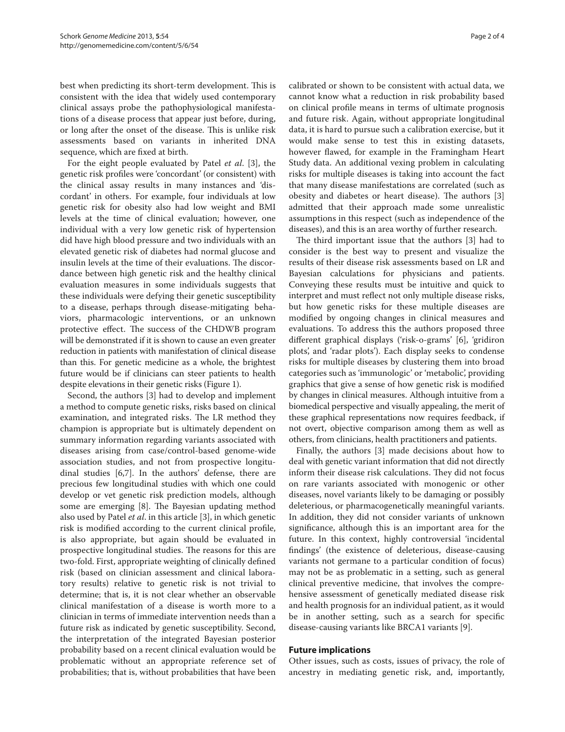best when predicting its short-term development. This is consistent with the idea that widely used contemporary clinical assays probe the pathophysiological manifestations of a disease process that appear just before, during, or long after the onset of the disease. This is unlike risk assessments based on variants in inherited DNA sequence, which are fixed at birth.

For the eight people evaluated by Patel *et al*. [3], the genetic risk profiles were 'concordant' (or consistent) with the clinical assay results in many instances and 'discordant' in others. For example, four individuals at low genetic risk for obesity also had low weight and BMI levels at the time of clinical evaluation; however, one individual with a very low genetic risk of hypertension did have high blood pressure and two individuals with an elevated genetic risk of diabetes had normal glucose and insulin levels at the time of their evaluations. The discordance between high genetic risk and the healthy clinical evaluation measures in some individuals suggests that these individuals were defying their genetic susceptibility to a disease, perhaps through disease-mitigating behaviors, pharmacologic interventions, or an unknown protective effect. The success of the CHDWB program will be demonstrated if it is shown to cause an even greater reduction in patients with manifestation of clinical disease than this. For genetic medicine as a whole, the brightest future would be if clinicians can steer patients to health despite elevations in their genetic risks (Figure 1).

Second, the authors [3] had to develop and implement a method to compute genetic risks, risks based on clinical examination, and integrated risks. The LR method they champion is appropriate but is ultimately dependent on summary information regarding variants associated with diseases arising from case/control-based genome-wide association studies, and not from prospective longitudinal studies [6,7]. In the authors' defense, there are precious few longitudinal studies with which one could develop or vet genetic risk prediction models, although some are emerging [8]. The Bayesian updating method also used by Patel *et al*. in this article [3], in which genetic risk is modified according to the current clinical profile, is also appropriate, but again should be evaluated in prospective longitudinal studies. The reasons for this are two-fold. First, appropriate weighting of clinically defined risk (based on clinician assessment and clinical laboratory results) relative to genetic risk is not trivial to determine; that is, it is not clear whether an observable clinical manifestation of a disease is worth more to a clinician in terms of immediate intervention needs than a future risk as indicated by genetic susceptibility. Second, the interpretation of the integrated Bayesian posterior probability based on a recent clinical evaluation would be problematic without an appropriate reference set of probabilities; that is, without probabilities that have been calibrated or shown to be consistent with actual data, we cannot know what a reduction in risk probability based on clinical profile means in terms of ultimate prognosis and future risk. Again, without appropriate longitudinal data, it is hard to pursue such a calibration exercise, but it would make sense to test this in existing datasets, however flawed, for example in the Framingham Heart Study data. An additional vexing problem in calculating risks for multiple diseases is taking into account the fact that many disease manifestations are correlated (such as obesity and diabetes or heart disease). The authors [3] admitted that their approach made some unrealistic assumptions in this respect (such as independence of the diseases), and this is an area worthy of further research.

The third important issue that the authors [3] had to consider is the best way to present and visualize the results of their disease risk assessments based on LR and Bayesian calculations for physicians and patients. Conveying these results must be intuitive and quick to interpret and must reflect not only multiple disease risks, but how genetic risks for these multiple diseases are modified by ongoing changes in clinical measures and evaluations. To address this the authors proposed three different graphical displays ('risk-o-grams' [6], 'gridiron plots', and 'radar plots'). Each display seeks to condense risks for multiple diseases by clustering them into broad categories such as 'immunologic' or 'metabolic', providing graphics that give a sense of how genetic risk is modified by changes in clinical measures. Although intuitive from a biomedical perspective and visually appealing, the merit of these graphical representations now requires feedback, if not overt, objective comparison among them as well as others, from clinicians, health practitioners and patients.

Finally, the authors [3] made decisions about how to deal with genetic variant information that did not directly inform their disease risk calculations. They did not focus on rare variants associated with monogenic or other diseases, novel variants likely to be damaging or possibly deleterious, or pharmacogenetically meaningful variants. In addition, they did not consider variants of unknown significance, although this is an important area for the future. In this context, highly controversial 'incidental findings' (the existence of deleterious, disease-causing variants not germane to a particular condition of focus) may not be as problematic in a setting, such as general clinical preventive medicine, that involves the comprehensive assessment of genetically mediated disease risk and health prognosis for an individual patient, as it would be in another setting, such as a search for specific disease-causing variants like BRCA1 variants [9].

## Future implications

Other issues, such as costs, issues of privacy, the role of ancestry in mediating genetic risk, and, importantly,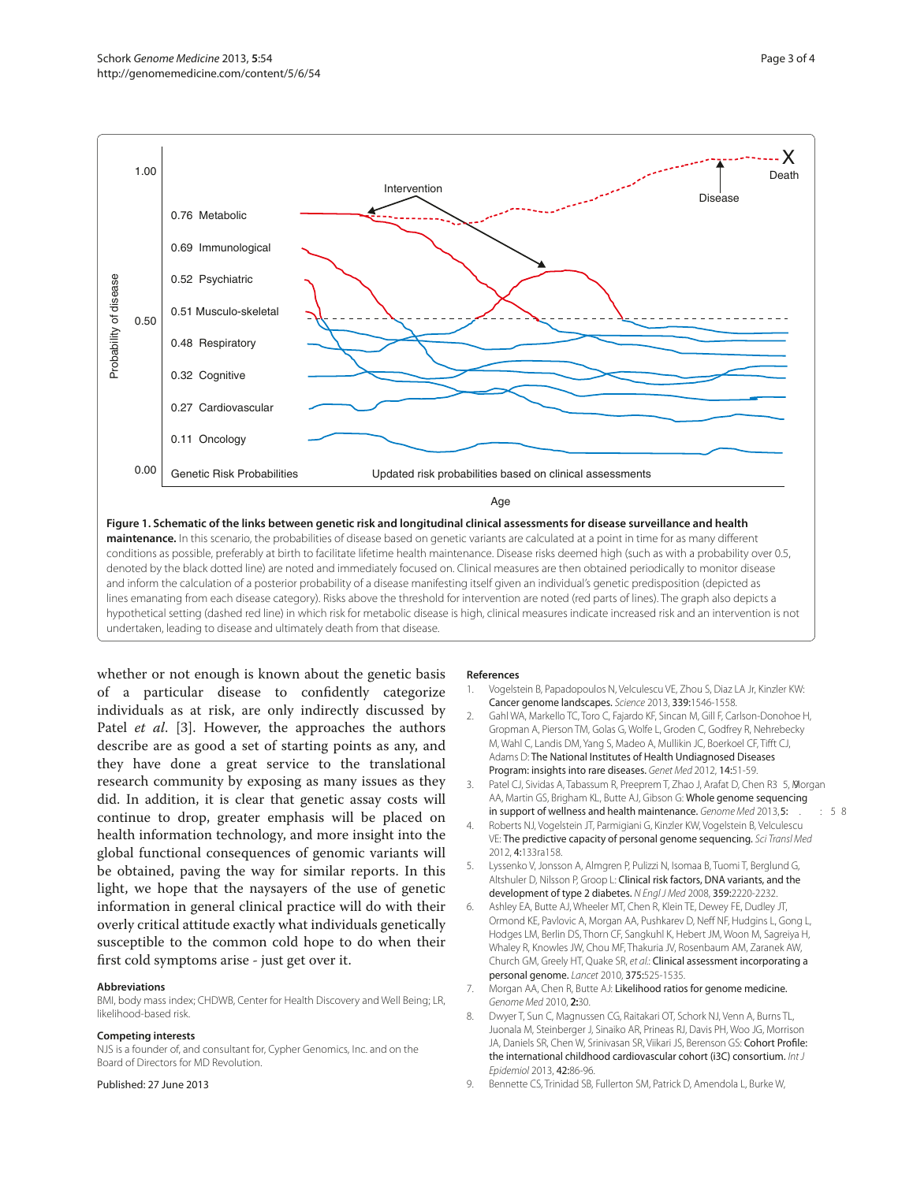1.00

0.76 Metabolic

0.69 Immunological

0.52 Psychiatric

0.51 Musculo-skeletal

0.50

0.48 Respiratory

0.32 Cognitive

0.27 Cardiovascular

0.11 Oncology

0.00

Genetic Risk Probabilities

Updated risk probabilities based on clinical assessments

Probability of disease

Age

Intervention

Disease

X

Death

**Figure 1. Schematic of the links between genetic risk and longitudinal clinical assessments for disease surveillance and health maintenance.** In this scenario, the probabilities of disease based on genetic variants are calculated at a point in time for as many different conditions as possible, preferably at birth to facilitate lifetime health maintenance. Disease risks deemed high (such as with a probability over 0.5, denoted by the black dotted line) are noted and immediately focused on. Clinical measures are then obtained periodically to monitor disease and inform the calculation of a posterior probability of a disease manifesting itself given an individual's genetic predisposition (depicted as lines emanating from each disease category). Risks above the threshold for intervention are noted (red parts of lines). The graph also depicts a hypothetical setting (dashed red line) in which risk for metabolic disease is high, clinical measures indicate increased risk and an intervention is not undertaken, leading to disease and ultimately death from that disease.

whether or not enough is known about the genetic basis of a particular disease to confidently categorize individuals as at risk, are only indirectly discussed by Patel *et al.* [3]. However, the approaches the authors describe are as good a set of starting points as any, and they have done a great service to the translational research community by exposing as many issues as they did. In addition, it is clear that genetic assay costs will continue to drop, greater emphasis will be placed on health information technology, and more insight into the global functional consequences of genomic variants will be obtained, paving the way for similar reports. In this light, we hope that the naysayers of the use of genetic information in general clinical practice will do with their overly critical attitude exactly what individuals genetically susceptible to the common cold hope to do when their first cold symptoms arise - just get over it.

### Abbreviations

BMI, body mass index; CHDWB, Center for Health Discovery and Well Being; LR, likelihood-based risk.

### Competing interests

NJS is a founder of, and consultant for, Cypher Genomics, Inc. and on the Board of Directors for MD Revolution.

Published: 27 June 2013

### References

1. Vogelstein B, Papadopoulos N, Velculescu VE, Zhou S, Diaz LA Jr, Kinzler KW: Cancer genome landscapes. *Science* 2013, **339**:1546-1558.
2. Gahl WA, Markello TC, Toro C, Fajardo KF, Sincan M, Gill F, Carlson-Donohoe H, Gropman A, Pierson TM, Golas G, Wolfe L, Groden C, Godfrey R, Nehrebecky M, Wahl C, Landis DM, Yang S, Madeo A, Mullikin JC, Boerkoel CF, Tifft CJ, Adams D: The National Institutes of Health Undiagnosed Diseases Program: insights into rare diseases. *Genet Med* 2012, **14**:51-59.
3. Patel CJ, Sividas A, Tabassum R, Preeprem T, Zhao J, Arafat D, Chen R, Morgan AA, Martin GS, Brigham KL, Butte AJ, Gibson G: Whole genome sequencing in support of wellness and health maintenance. *Genome Med* 2013, **5**:58.
4. Roberts NJ, Vogelstein JT, Parmigiani G, Kinzler KW, Vogelstein B, Velculescu VE: The predictive capacity of personal genome sequencing. *Sci Transl Med* 2012, **4**:133ra158.
5. Lyssenko V, Jonsson A, Almgren P, Pulizzi N, Isomaa B, Tuomi T, Berglund G, Altshuler D, Nilsson P, Groop L: Clinical risk factors, DNA variants, and the development of type 2 diabetes. *N Engl J Med* 2008, **359**:2220-2232.
6. Ashley EA, Butte AJ, Wheeler MT, Chen R, Klein TE, Dewey FE, Dudley JT, Ormond KE, Pavlovic A, Morgan AA, Pushkarev D, Neff NF, Hudgins L, Gong L, Hodges LM, Berlin DS, Thorn CF, Sangkuhl K, Hebert JM, Woon M, Sagreiya H, Whaley R, Knowles JW, Chou MF, Thakuria JV, Rosenbaum AM, Zaranek AW, Church GM, Greely HT, Quake SR, *et al.*: Clinical assessment incorporating a personal genome. *Lancet* 2010, **375**:525-1535.
7. Morgan AA, Chen R, Butte AJ: Likelihood ratios for genome medicine. *Genome Med* 2010, **2**:30.
8. Dwyer T, Sun C, Magnussen CG, Raitakari OT, Schork NJ, Venn A, Burns TL, Juonala M, Steinberger J, Sinaiko AR, Prineas RJ, Davis PH, Woo JG, Morrison JA, Daniels SR, Chen W, Srinivasan SR, Viikari JS, Berenson GS: Cohort Profile: the international childhood cardiovascular cohort (i3C) consortium. *Int J Epidemiol* 2013, **42**:86-96.
9. Bennette CS, Trinidad SB, Fullerton SM, Patrick D, Amendola L, Burke W,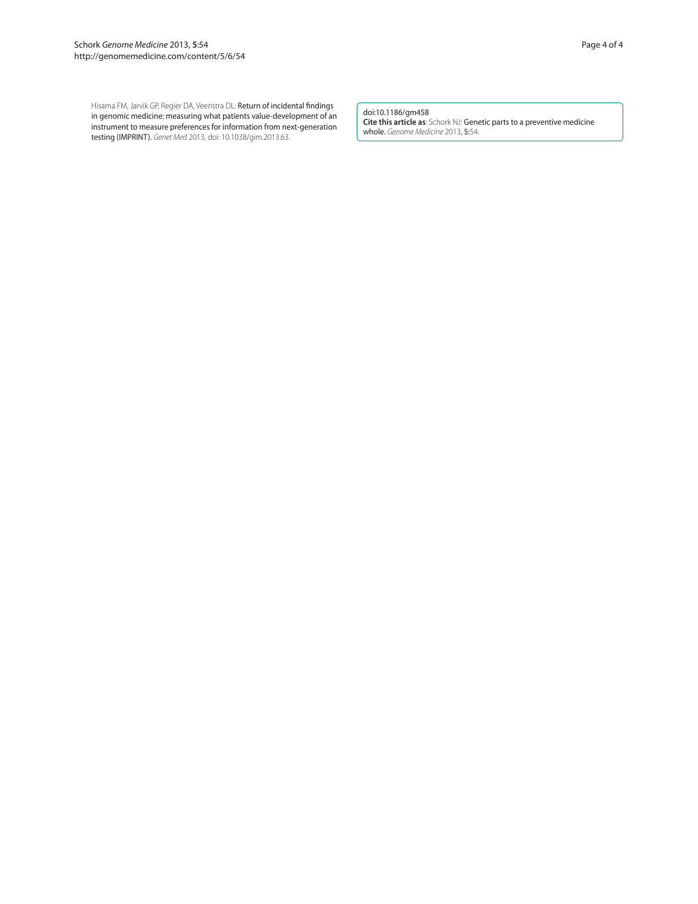Hisama FM, Jarvik GP, Regier DA, Veenstra DL: **Return of incidental findings in genomic medicine: measuring what patients value-development of an instrument to measure preferences for information from next-generation testing (IMPRINT).** *Genet Med* 2013, doi: 10.1038/gim.2013.63.

doi:10.1186/gm458
**Cite this article as**: Schork NJ: Genetic parts to a preventive medicine whole. *Genome Medicine* 2013, **5**:54.